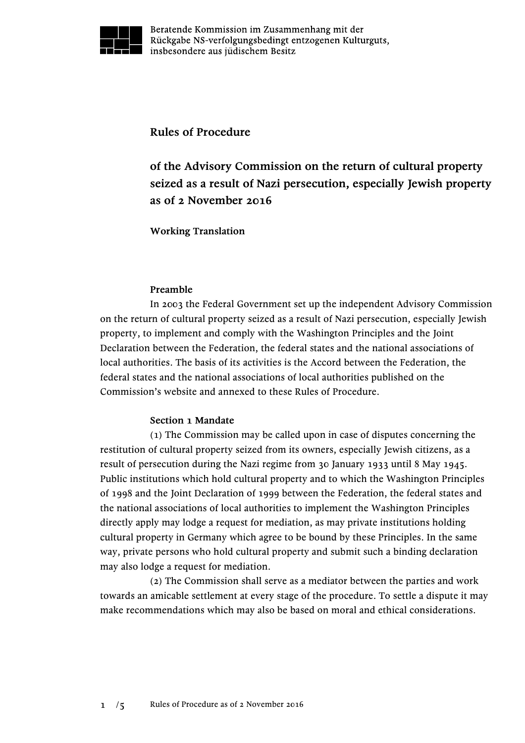Beratende Kommission im Zusammenhang mit der Rückgabe NS-verfolgungsbedingt entzogenen Kulturguts, insbesondere aus jüdischem Besitz

# Rules of Procedure

# of the Advisory Commission on the return of cultural property seized as a result of Nazi persecution, especially Jewish property as of 2 November 2016

**Working Translation**

## Preamble

In 2003 the Federal Government set up the independent Advisory Commission on the return of cultural property seized as a result of Nazi persecution, especially Jewish property, to implement and comply with the Washington Principles and the Joint Declaration between the Federation, the federal states and the national associations of local authorities. The basis of its activities is the Accord between the Federation, the federal states and the national associations of local authorities published on the Commission's website and annexed to these Rules of Procedure.

## Section 1 Mandate

(1) The Commission may be called upon in case of disputes concerning the restitution of cultural property seized from its owners, especially Jewish citizens, as a result of persecution during the Nazi regime from 30 January 1933 until 8 May 1945. Public institutions which hold cultural property and to which the Washington Principles of 1998 and the Joint Declaration of 1999 between the Federation, the federal states and the national associations of local authorities to implement the Washington Principles directly apply may lodge a request for mediation, as may private institutions holding cultural property in Germany which agree to be bound by these Principles. In the same way, private persons who hold cultural property and submit such a binding declaration may also lodge a request for mediation.

(2) The Commission shall serve as a mediator between the parties and work towards an amicable settlement at every stage of the procedure. To settle a dispute it may make recommendations which may also be based on moral and ethical considerations.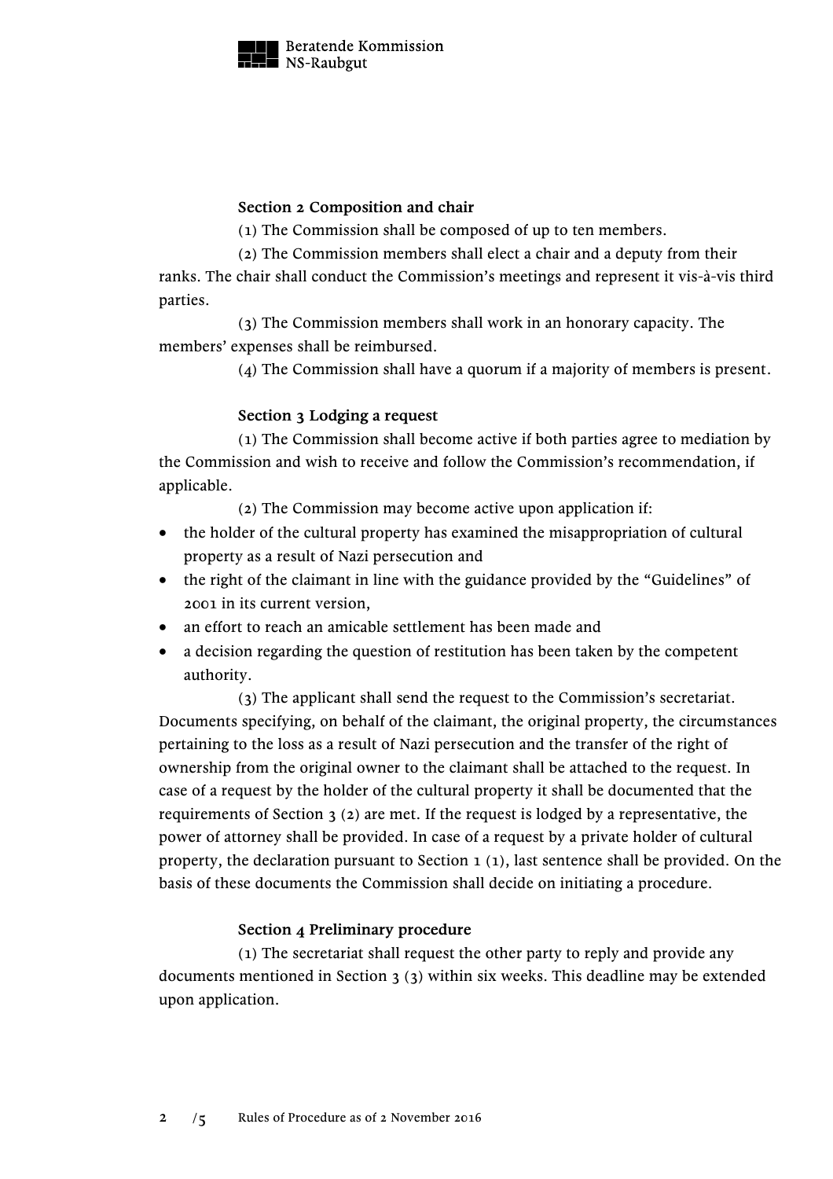**Section 2 Composition and chair**

(1) The Commission shall be composed of up to ten members.

(2) The Commission members shall elect a chair and a deputy from their ranks. The chair shall conduct the Commission's meetings and represent it vis-à-vis third parties.

(3) The Commission members shall work in an honorary capacity. The members' expenses shall be reimbursed.

(4) The Commission shall have a quorum if a majority of members is present.

**Section 3 Lodging a request**

(1) The Commission shall become active if both parties agree to mediation by the Commission and wish to receive and follow the Commission's recommendation, if applicable.

(2) The Commission may become active upon application if:

- the holder of the cultural property has examined the misappropriation of cultural property as a result of Nazi persecution and
- the right of the claimant in line with the guidance provided by the "Guidelines" of 2001 in its current version,
- an effort to reach an amicable settlement has been made and
- a decision regarding the question of restitution has been taken by the competent authority.

(3) The applicant shall send the request to the Commission's secretariat. Documents specifying, on behalf of the claimant, the original property, the circumstances pertaining to the loss as a result of Nazi persecution and the transfer of the right of ownership from the original owner to the claimant shall be attached to the request. In case of a request by the holder of the cultural property it shall be documented that the requirements of Section 3 (2) are met. If the request is lodged by a representative, the power of attorney shall be provided. In case of a request by a private holder of cultural property, the declaration pursuant to Section 1 (1), last sentence shall be provided. On the basis of these documents the Commission shall decide on initiating a procedure.

**Section 4 Preliminary procedure**

(1) The secretariat shall request the other party to reply and provide any documents mentioned in Section 3 (3) within six weeks. This deadline may be extended upon application.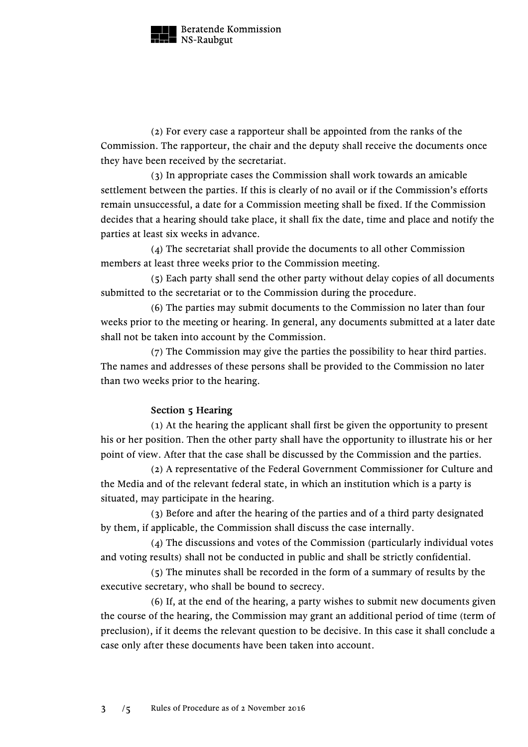(2) For every case a rapporteur shall be appointed from the ranks of the Commission. The rapporteur, the chair and the deputy shall receive the documents once they have been received by the secretariat.

(3) In appropriate cases the Commission shall work towards an amicable settlement between the parties. If this is clearly of no avail or if the Commission's efforts remain unsuccessful, a date for a Commission meeting shall be fixed. If the Commission decides that a hearing should take place, it shall fix the date, time and place and notify the parties at least six weeks in advance.

(4) The secretariat shall provide the documents to all other Commission members at least three weeks prior to the Commission meeting.

(5) Each party shall send the other party without delay copies of all documents submitted to the secretariat or to the Commission during the procedure.

(6) The parties may submit documents to the Commission no later than four weeks prior to the meeting or hearing. In general, any documents submitted at a later date shall not be taken into account by the Commission.

(7) The Commission may give the parties the possibility to hear third parties. The names and addresses of these persons shall be provided to the Commission no later than two weeks prior to the hearing.

**Section 5 Hearing**

(1) At the hearing the applicant shall first be given the opportunity to present his or her position. Then the other party shall have the opportunity to illustrate his or her point of view. After that the case shall be discussed by the Commission and the parties.

(2) A representative of the Federal Government Commissioner for Culture and the Media and of the relevant federal state, in which an institution which is a party is situated, may participate in the hearing.

(3) Before and after the hearing of the parties and of a third party designated by them, if applicable, the Commission shall discuss the case internally.

(4) The discussions and votes of the Commission (particularly individual votes and voting results) shall not be conducted in public and shall be strictly confidential.

(5) The minutes shall be recorded in the form of a summary of results by the executive secretary, who shall be bound to secrecy.

(6) If, at the end of the hearing, a party wishes to submit new documents given the course of the hearing, the Commission may grant an additional period of time (term of preclusion), if it deems the relevant question to be decisive. In this case it shall conclude a case only after these documents have been taken into account.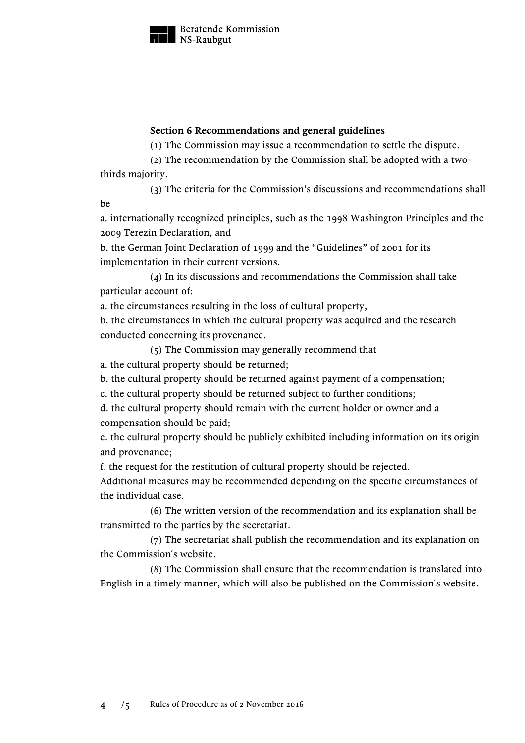**Section 6 Recommendations and general guidelines**

(1) The Commission may issue a recommendation to settle the dispute.

(2) The recommendation by the Commission shall be adopted with a two-thirds majority.

(3) The criteria for the Commission's discussions and recommendations shall be

a. internationally recognized principles, such as the 1998 Washington Principles and the 2009 Terezin Declaration, and

b. the German Joint Declaration of 1999 and the "Guidelines" of 2001 for its implementation in their current versions.

(4) In its discussions and recommendations the Commission shall take particular account of:

a. the circumstances resulting in the loss of cultural property,

b. the circumstances in which the cultural property was acquired and the research conducted concerning its provenance.

(5) The Commission may generally recommend that

a. the cultural property should be returned;

b. the cultural property should be returned against payment of a compensation;

c. the cultural property should be returned subject to further conditions;

d. the cultural property should remain with the current holder or owner and a compensation should be paid;

e. the cultural property should be publicly exhibited including information on its origin and provenance;

f. the request for the restitution of cultural property should be rejected.

Additional measures may be recommended depending on the specific circumstances of the individual case.

(6) The written version of the recommendation and its explanation shall be transmitted to the parties by the secretariat.

(7) The secretariat shall publish the recommendation and its explanation on the Commission´s website.

(8) The Commission shall ensure that the recommendation is translated into English in a timely manner, which will also be published on the Commission´s website.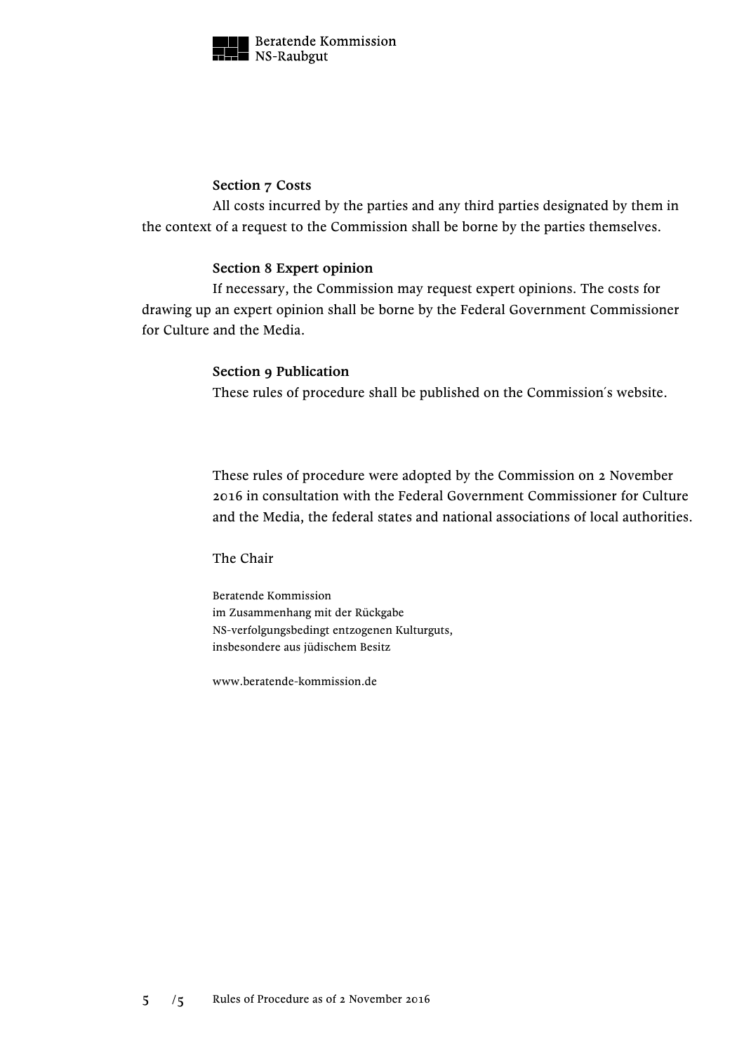### Section 7 Costs

All costs incurred by the parties and any third parties designated by them in the context of a request to the Commission shall be borne by the parties themselves.

### Section 8 Expert opinion

If necessary, the Commission may request expert opinions. The costs for drawing up an expert opinion shall be borne by the Federal Government Commissioner for Culture and the Media.

### Section 9 Publication

These rules of procedure shall be published on the Commission´s website.

These rules of procedure were adopted by the Commission on 2 November 2016 in consultation with the Federal Government Commissioner for Culture and the Media, the federal states and national associations of local authorities.

The Chair

Beratende Kommission
im Zusammenhang mit der Rückgabe
NS-verfolgungsbedingt entzogenen Kulturguts,
insbesondere aus jüdischem Besitz

www.beratende-kommission.de